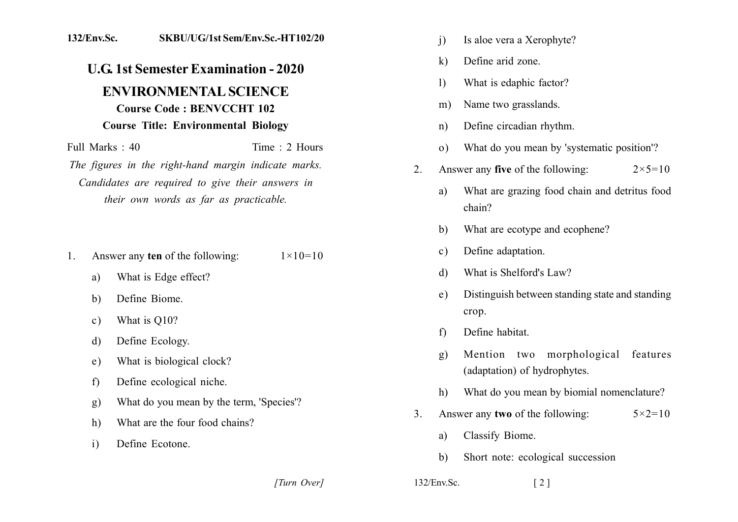132/Env.Sc. SKBU/UG/1st Sem/Env.Sc.-HT102/20

# U.G. 1st Semester Examination - 2020

## ENVIRONMENTAL SCIENCE

### Course Code : BENVCCHT 102

### Course Title: Environmental Biology

Full Marks : 40 Time : 2 Hours

*The figures in the right-hand margin indicate marks. Candidates are required to give their answers in their own words as far as practicable.*

1. Answer any **ten** of the following: 1×10=10

   a) What is Edge effect?

   b) Define Biome.

   c) What is Q10?

   d) Define Ecology.

   e) What is biological clock?

   f) Define ecological niche.

   g) What do you mean by the term, 'Species'?

   h) What are the four food chains?

   i) Define Ecotone.

   j) Is aloe vera a Xerophyte?

   k) Define arid zone.

   l) What is edaphic factor?

   m) Name two grasslands.

   n) Define circadian rhythm.

   o) What do you mean by 'systematic position'?

2. Answer any **five** of the following: 2×5=10

   a) What are grazing food chain and detritus food chain?

   b) What are ecotype and ecophene?

   c) Define adaptation.

   d) What is Shelford's Law?

   e) Distinguish between standing state and standing crop.

   f) Define habitat.

   g) Mention two morphological features (adaptation) of hydrophytes.

   h) What do you mean by biomial nomenclature?

3. Answer any **two** of the following: 5×2=10

   a) Classify Biome.

   b) Short note: ecological succession

[Turn Over]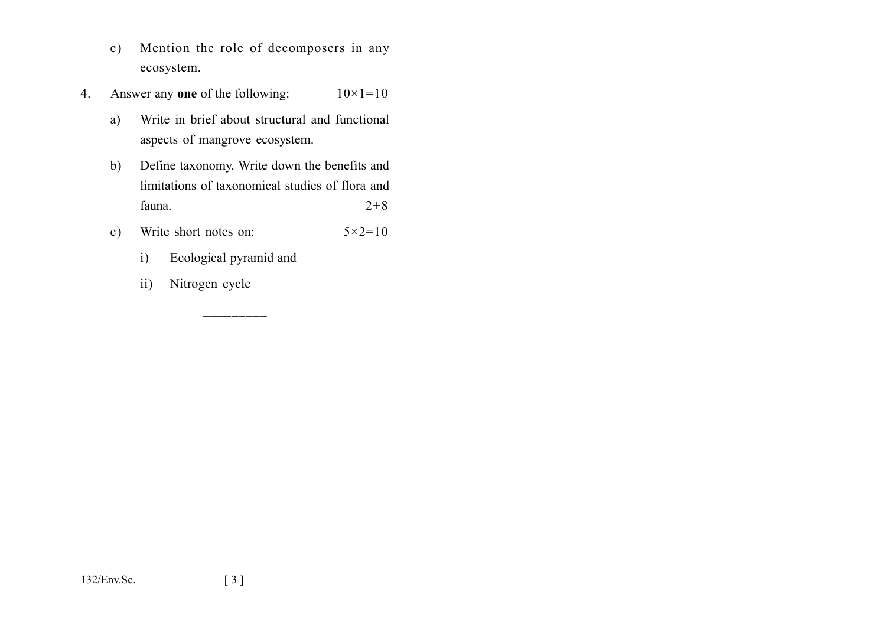c) Mention the role of decomposers in any ecosystem.

4. Answer any **one** of the following: $10\times1=10$

a) Write in brief about structural and functional aspects of mangrove ecosystem.

b) Define taxonomy. Write down the benefits and limitations of taxonomical studies of flora and fauna. $2+8$

c) Write short notes on: $5\times2=10$

i) Ecological pyramid and

ii) Nitrogen cycle

_________